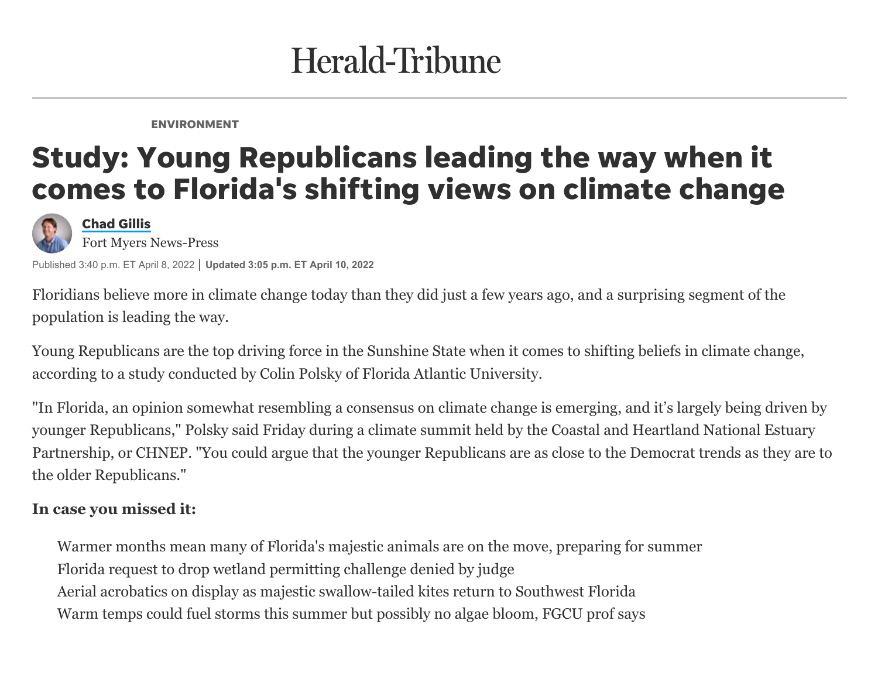Herald-Tribune

ENVIRONMENT

# Study: Young Republicans leading the way when it comes to Florida's shifting views on climate change

**Chad Gillis**
Fort Myers News-Press

Published 3:40 p.m. ET April 8, 2022 | **Updated 3:05 p.m. ET April 10, 2022**

Floridians believe more in climate change today than they did just a few years ago, and a surprising segment of the population is leading the way.

Young Republicans are the top driving force in the Sunshine State when it comes to shifting beliefs in climate change, according to a study conducted by Colin Polsky of Florida Atlantic University.

"In Florida, an opinion somewhat resembling a consensus on climate change is emerging, and it's largely being driven by younger Republicans," Polsky said Friday during a climate summit held by the Coastal and Heartland National Estuary Partnership, or CHNEP. "You could argue that the younger Republicans are as close to the Democrat trends as they are to the older Republicans."

**In case you missed it:**

- Warmer months mean many of Florida's majestic animals are on the move, preparing for summer
- Florida request to drop wetland permitting challenge denied by judge
- Aerial acrobatics on display as majestic swallow-tailed kites return to Southwest Florida
- Warm temps could fuel storms this summer but possibly no algae bloom, FGCU prof says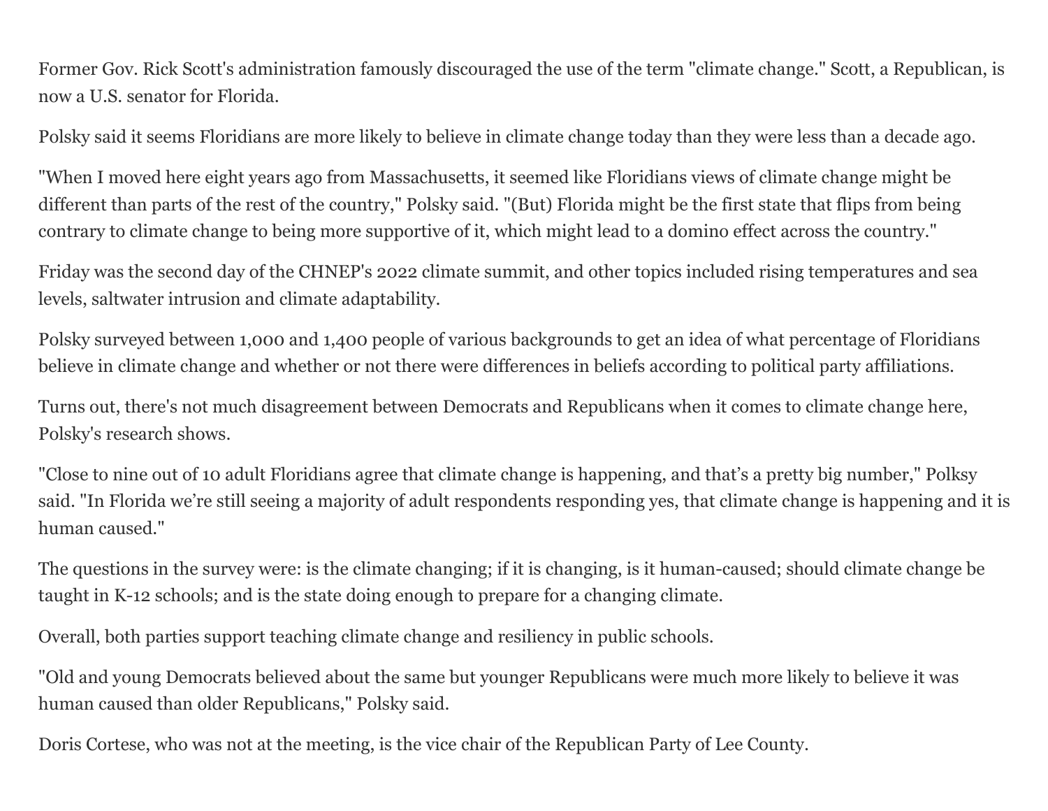Former Gov. Rick Scott's administration famously discouraged the use of the term "climate change." Scott, a Republican, is now a U.S. senator for Florida.

Polsky said it seems Floridians are more likely to believe in climate change today than they were less than a decade ago.

"When I moved here eight years ago from Massachusetts, it seemed like Floridians views of climate change might be different than parts of the rest of the country," Polsky said. "(But) Florida might be the first state that flips from being contrary to climate change to being more supportive of it, which might lead to a domino effect across the country."

Friday was the second day of the CHNEP's 2022 climate summit, and other topics included rising temperatures and sea levels, saltwater intrusion and climate adaptability.

Polsky surveyed between 1,000 and 1,400 people of various backgrounds to get an idea of what percentage of Floridians believe in climate change and whether or not there were differences in beliefs according to political party affiliations.

Turns out, there's not much disagreement between Democrats and Republicans when it comes to climate change here, Polsky's research shows.

"Close to nine out of 10 adult Floridians agree that climate change is happening, and that's a pretty big number," Polksy said. "In Florida we're still seeing a majority of adult respondents responding yes, that climate change is happening and it is human caused."

The questions in the survey were: is the climate changing; if it is changing, is it human-caused; should climate change be taught in K-12 schools; and is the state doing enough to prepare for a changing climate.

Overall, both parties support teaching climate change and resiliency in public schools.

"Old and young Democrats believed about the same but younger Republicans were much more likely to believe it was human caused than older Republicans," Polsky said.

Doris Cortese, who was not at the meeting, is the vice chair of the Republican Party of Lee County.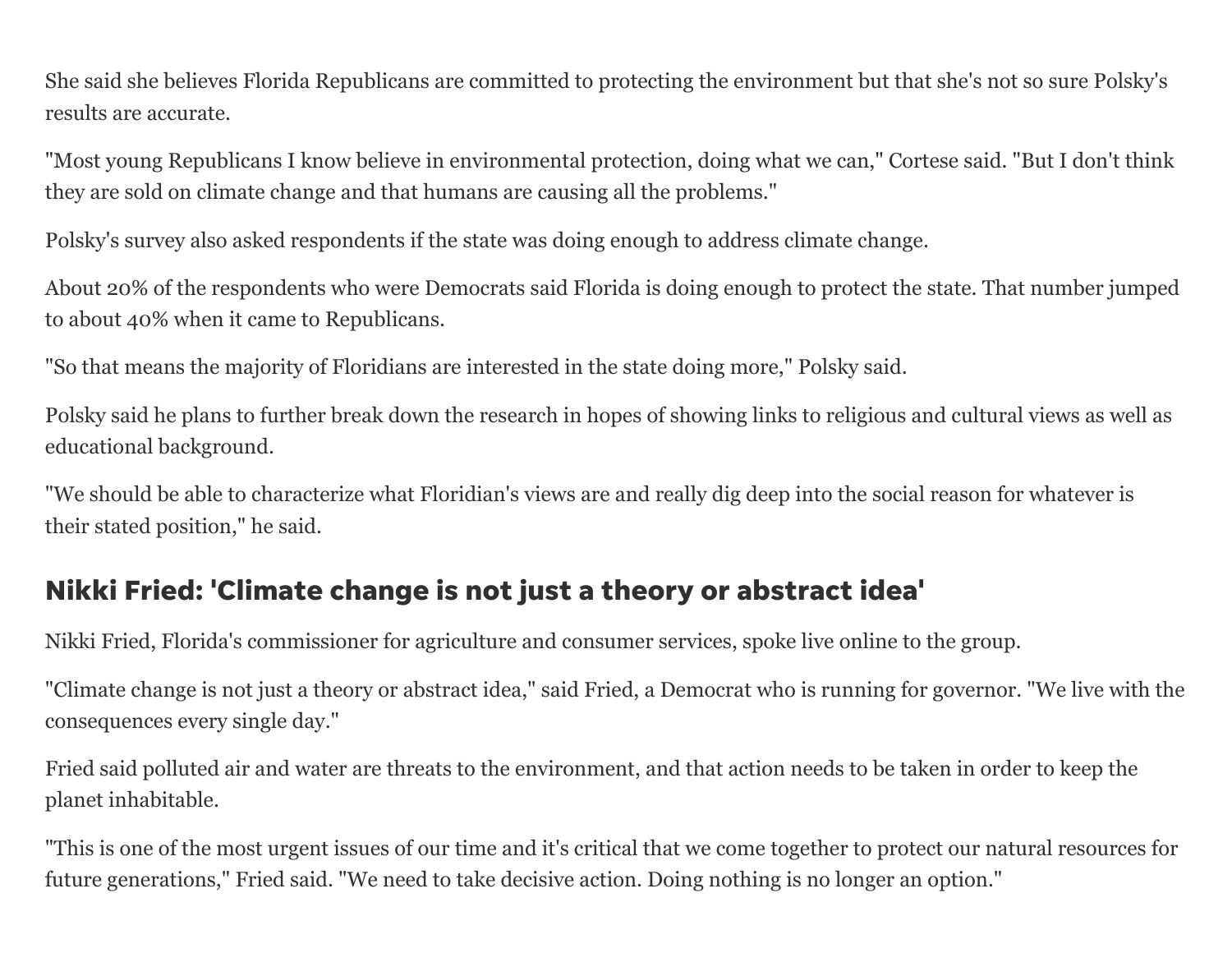She said she believes Florida Republicans are committed to protecting the environment but that she's not so sure Polsky's results are accurate.

"Most young Republicans I know believe in environmental protection, doing what we can," Cortese said. "But I don't think they are sold on climate change and that humans are causing all the problems."

Polsky's survey also asked respondents if the state was doing enough to address climate change.

About 20% of the respondents who were Democrats said Florida is doing enough to protect the state. That number jumped to about 40% when it came to Republicans.

"So that means the majority of Floridians are interested in the state doing more," Polsky said.

Polsky said he plans to further break down the research in hopes of showing links to religious and cultural views as well as educational background.

"We should be able to characterize what Floridian's views are and really dig deep into the social reason for whatever is their stated position," he said.

## Nikki Fried: 'Climate change is not just a theory or abstract idea'

Nikki Fried, Florida's commissioner for agriculture and consumer services, spoke live online to the group.

"Climate change is not just a theory or abstract idea," said Fried, a Democrat who is running for governor. "We live with the consequences every single day."

Fried said polluted air and water are threats to the environment, and that action needs to be taken in order to keep the planet inhabitable.

"This is one of the most urgent issues of our time and it's critical that we come together to protect our natural resources for future generations," Fried said. "We need to take decisive action. Doing nothing is no longer an option."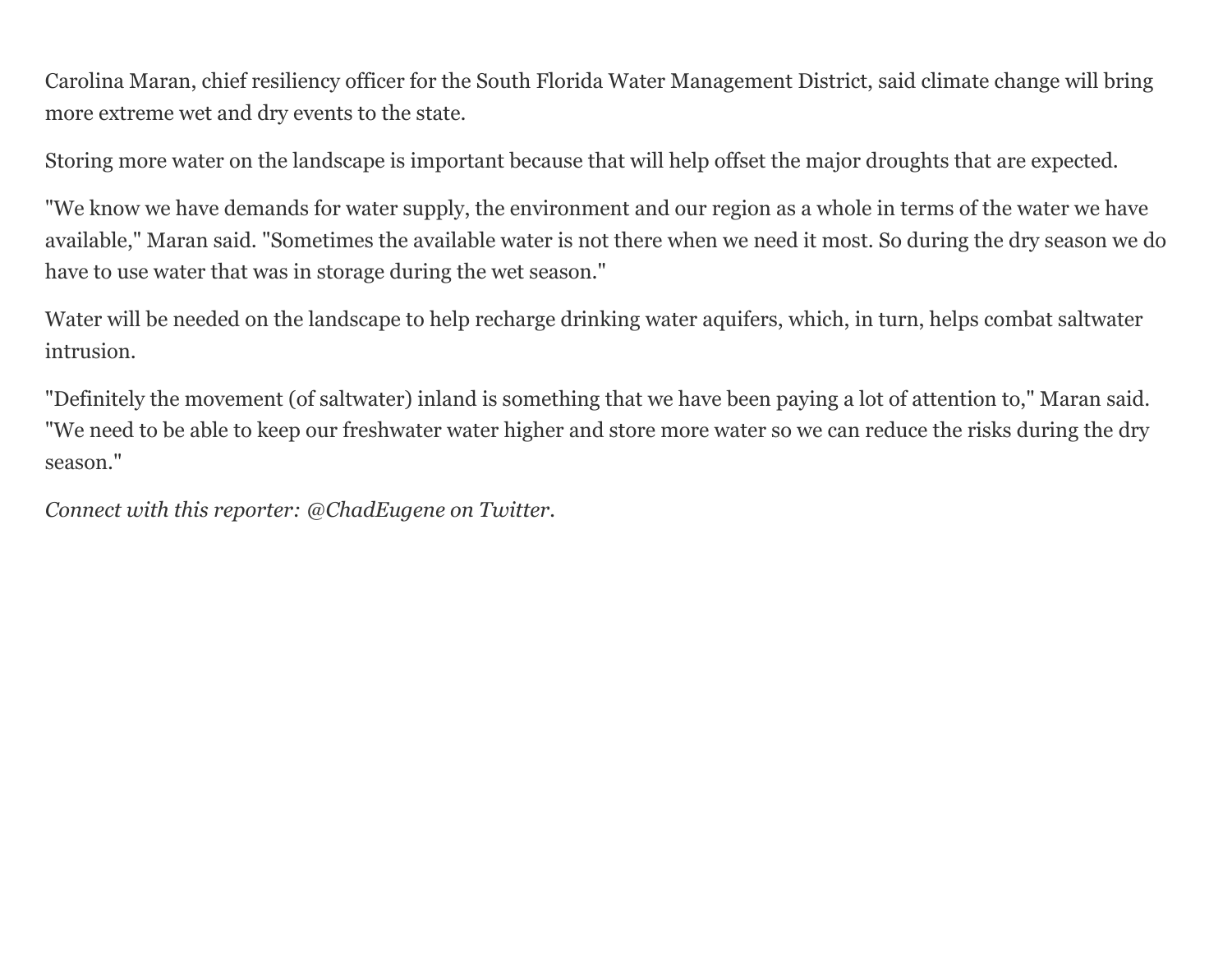Carolina Maran, chief resiliency officer for the South Florida Water Management District, said climate change will bring more extreme wet and dry events to the state.

Storing more water on the landscape is important because that will help offset the major droughts that are expected.

"We know we have demands for water supply, the environment and our region as a whole in terms of the water we have available," Maran said. "Sometimes the available water is not there when we need it most. So during the dry season we do have to use water that was in storage during the wet season."

Water will be needed on the landscape to help recharge drinking water aquifers, which, in turn, helps combat saltwater intrusion.

"Definitely the movement (of saltwater) inland is something that we have been paying a lot of attention to," Maran said. "We need to be able to keep our freshwater water higher and store more water so we can reduce the risks during the dry season."

*Connect with this reporter: @ChadEugene on Twitter.*